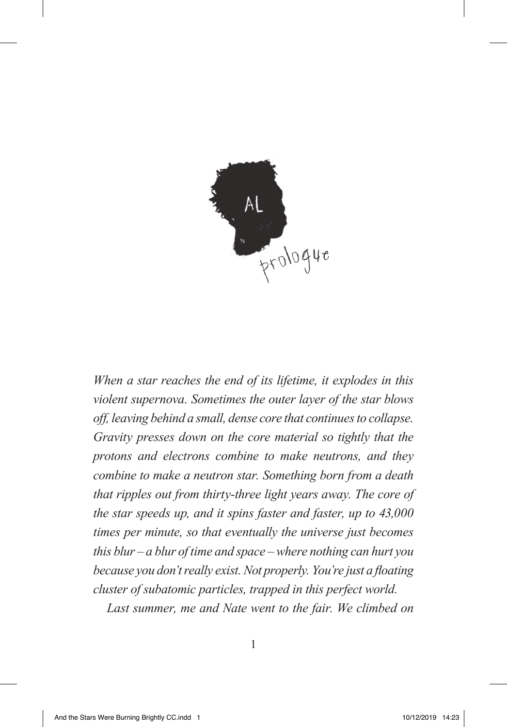# AL

## prologue

*When a star reaches the end of its lifetime, it explodes in this violent supernova. Sometimes the outer layer of the star blows off, leaving behind a small, dense core that continues to collapse. Gravity presses down on the core material so tightly that the protons and electrons combine to make neutrons, and they combine to make a neutron star. Something born from a death that ripples out from thirty-three light years away. The core of the star speeds up, and it spins faster and faster, up to 43,000 times per minute, so that eventually the universe just becomes this blur – a blur of time and space – where nothing can hurt you because you don't really exist. Not properly. You're just a floating cluster of subatomic particles, trapped in this perfect world.*

*Last summer, me and Nate went to the fair. We climbed on*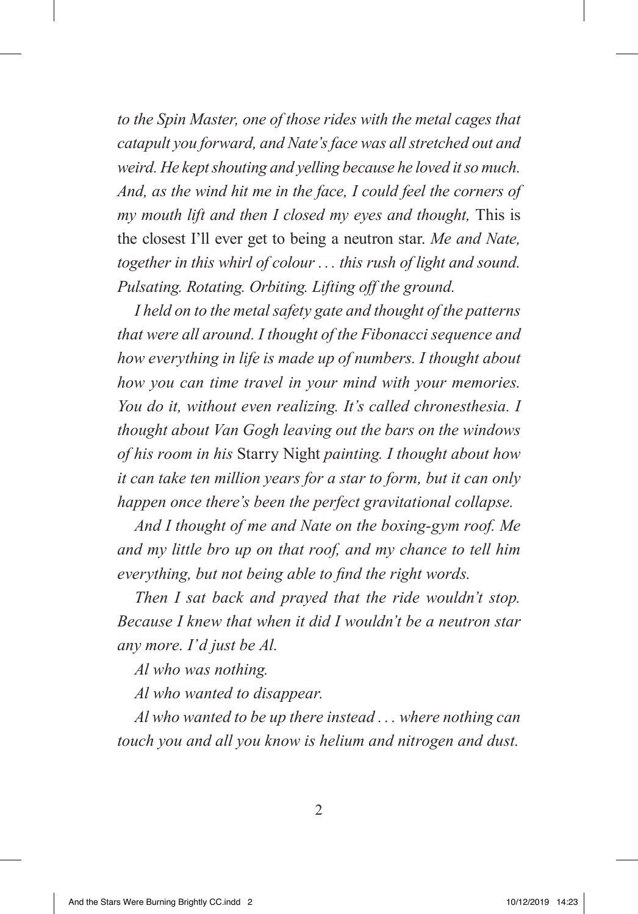*to the Spin Master, one of those rides with the metal cages that catapult you forward, and Nate's face was all stretched out and weird. He kept shouting and yelling because he loved it so much. And, as the wind hit me in the face, I could feel the corners of my mouth lift and then I closed my eyes and thought,* This is the closest I'll ever get to being a neutron star. *Me and Nate, together in this whirl of colour . . . this rush of light and sound. Pulsating. Rotating. Orbiting. Lifting off the ground.*

*I held on to the metal safety gate and thought of the patterns that were all around. I thought of the Fibonacci sequence and how everything in life is made up of numbers. I thought about how you can time travel in your mind with your memories. You do it, without even realizing. It's called chronesthesia. I thought about Van Gogh leaving out the bars on the windows of his room in his* Starry Night *painting. I thought about how it can take ten million years for a star to form, but it can only happen once there's been the perfect gravitational collapse.*

*And I thought of me and Nate on the boxing-gym roof. Me and my little bro up on that roof, and my chance to tell him everything, but not being able to find the right words.*

*Then I sat back and prayed that the ride wouldn't stop. Because I knew that when it did I wouldn't be a neutron star any more. I'd just be Al.*

*Al who was nothing.*

*Al who wanted to disappear.*

*Al who wanted to be up there instead . . . where nothing can touch you and all you know is helium and nitrogen and dust.*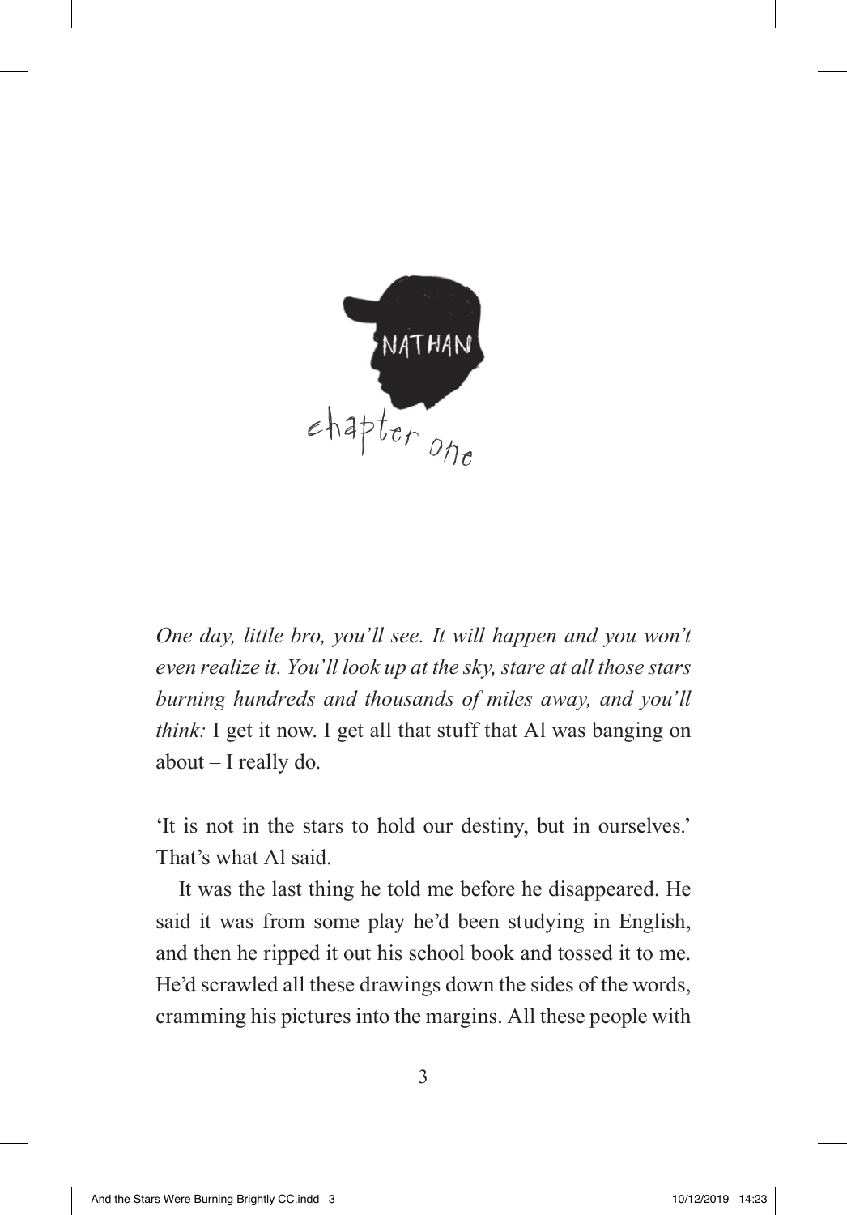# NATHAN

## chapter one

*One day, little bro, you'll see. It will happen and you won't even realize it. You'll look up at the sky, stare at all those stars burning hundreds and thousands of miles away, and you'll think:* I get it now. I get all that stuff that Al was banging on about – I really do.

'It is not in the stars to hold our destiny, but in ourselves.' That's what Al said.

It was the last thing he told me before he disappeared. He said it was from some play he'd been studying in English, and then he ripped it out his school book and tossed it to me. He'd scrawled all these drawings down the sides of the words, cramming his pictures into the margins. All these people with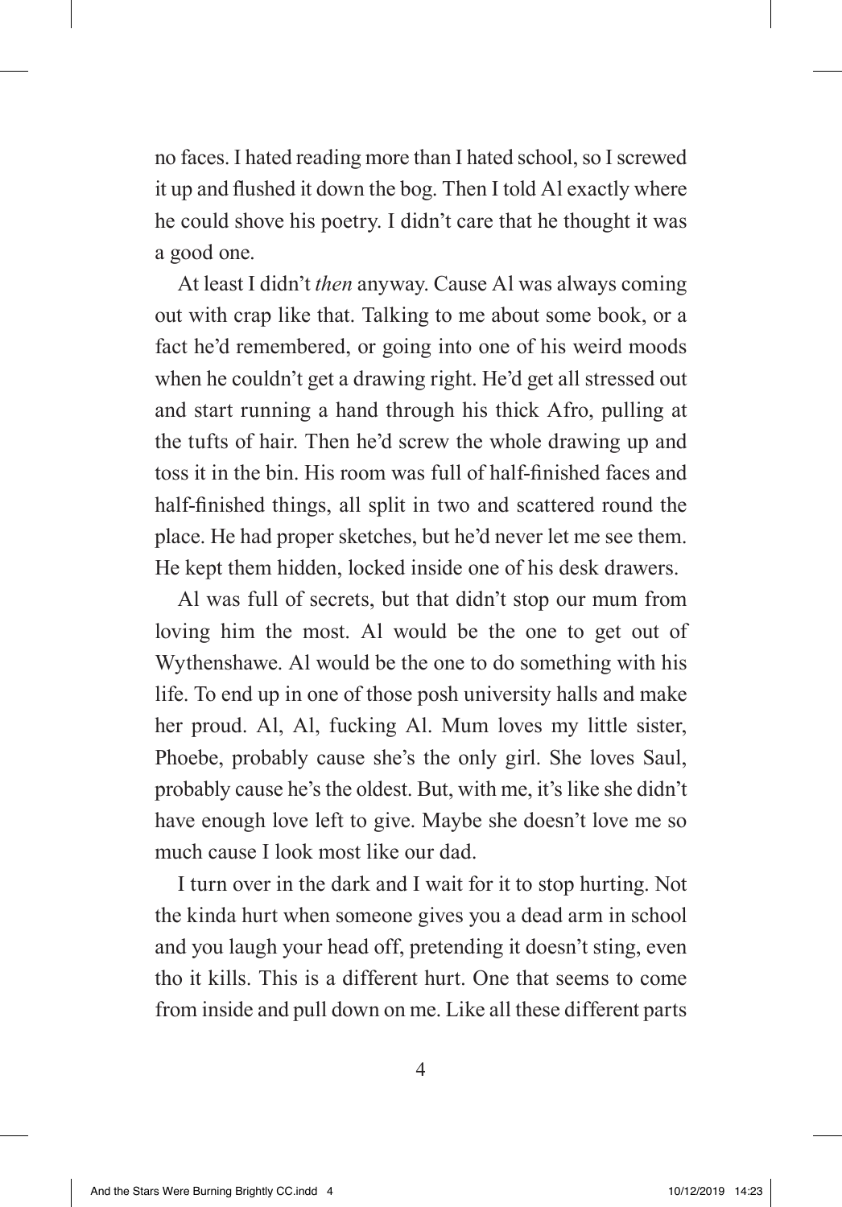no faces. I hated reading more than I hated school, so I screwed it up and flushed it down the bog. Then I told Al exactly where he could shove his poetry. I didn't care that he thought it was a good one.

At least I didn't *then* anyway. Cause Al was always coming out with crap like that. Talking to me about some book, or a fact he'd remembered, or going into one of his weird moods when he couldn't get a drawing right. He'd get all stressed out and start running a hand through his thick Afro, pulling at the tufts of hair. Then he'd screw the whole drawing up and toss it in the bin. His room was full of half-finished faces and half-finished things, all split in two and scattered round the place. He had proper sketches, but he'd never let me see them. He kept them hidden, locked inside one of his desk drawers.

Al was full of secrets, but that didn't stop our mum from loving him the most. Al would be the one to get out of Wythenshawe. Al would be the one to do something with his life. To end up in one of those posh university halls and make her proud. Al, Al, fucking Al. Mum loves my little sister, Phoebe, probably cause she's the only girl. She loves Saul, probably cause he's the oldest. But, with me, it's like she didn't have enough love left to give. Maybe she doesn't love me so much cause I look most like our dad.

I turn over in the dark and I wait for it to stop hurting. Not the kinda hurt when someone gives you a dead arm in school and you laugh your head off, pretending it doesn't sting, even tho it kills. This is a different hurt. One that seems to come from inside and pull down on me. Like all these different parts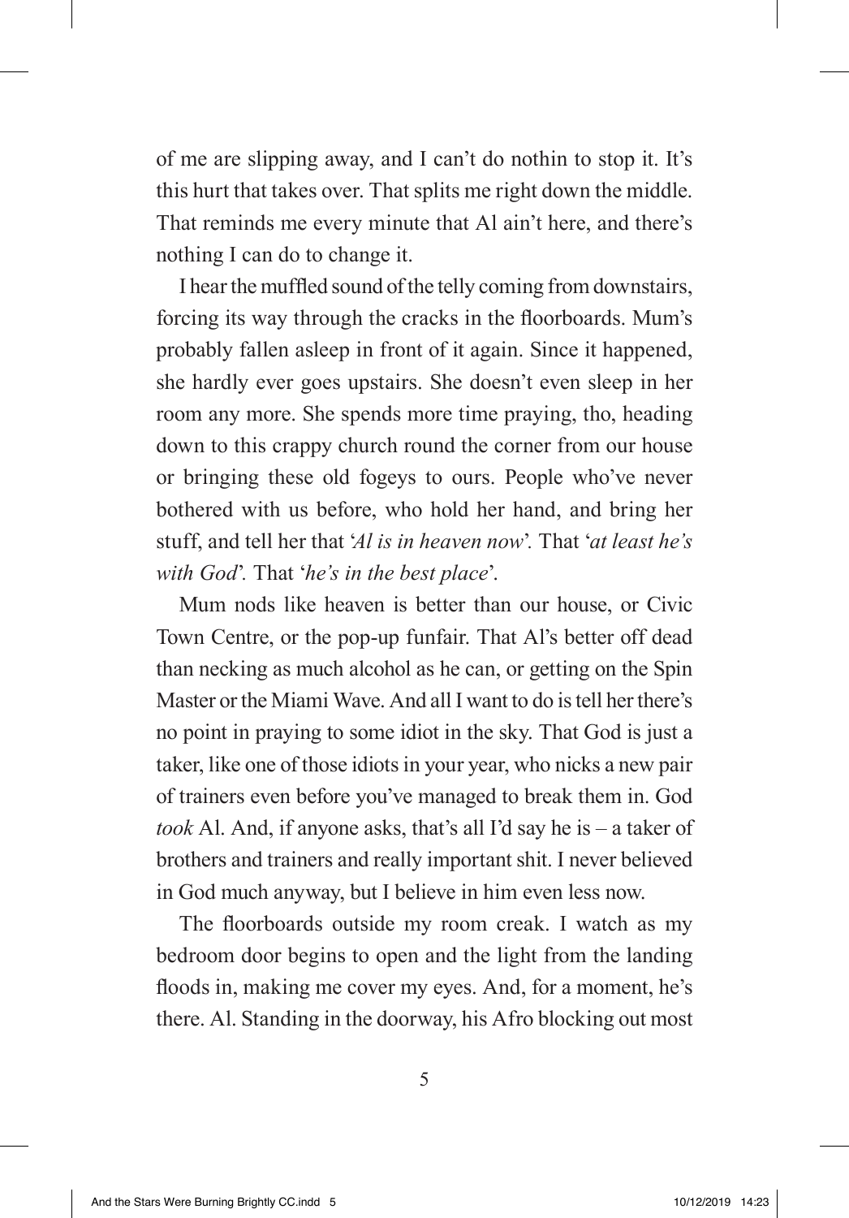of me are slipping away, and I can't do nothin to stop it. It's this hurt that takes over. That splits me right down the middle. That reminds me every minute that Al ain't here, and there's nothing I can do to change it.

I hear the muffled sound of the telly coming from downstairs, forcing its way through the cracks in the floorboards. Mum's probably fallen asleep in front of it again. Since it happened, she hardly ever goes upstairs. She doesn't even sleep in her room any more. She spends more time praying, tho, heading down to this crappy church round the corner from our house or bringing these old fogeys to ours. People who've never bothered with us before, who hold her hand, and bring her stuff, and tell her that '*Al is in heaven now*'. That '*at least he's with God*'. That '*he's in the best place*'.

Mum nods like heaven is better than our house, or Civic Town Centre, or the pop-up funfair. That Al's better off dead than necking as much alcohol as he can, or getting on the Spin Master or the Miami Wave. And all I want to do is tell her there's no point in praying to some idiot in the sky. That God is just a taker, like one of those idiots in your year, who nicks a new pair of trainers even before you've managed to break them in. God *took* Al. And, if anyone asks, that's all I'd say he is – a taker of brothers and trainers and really important shit. I never believed in God much anyway, but I believe in him even less now.

The floorboards outside my room creak. I watch as my bedroom door begins to open and the light from the landing floods in, making me cover my eyes. And, for a moment, he's there. Al. Standing in the doorway, his Afro blocking out most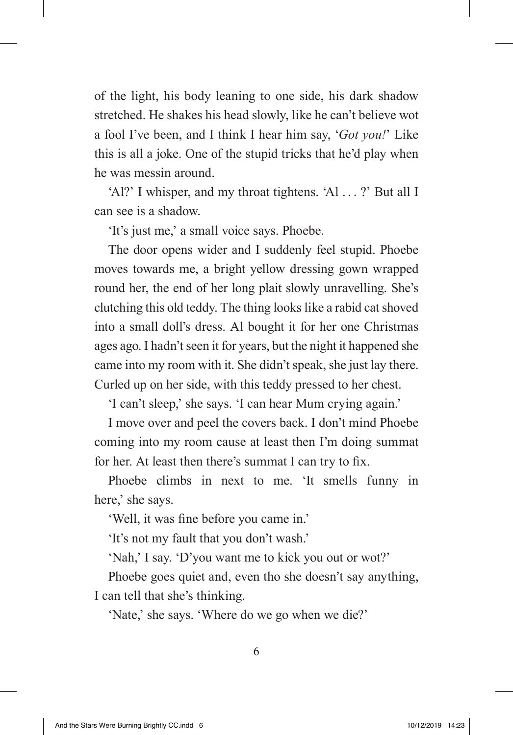of the light, his body leaning to one side, his dark shadow stretched. He shakes his head slowly, like he can't believe wot a fool I've been, and I think I hear him say, '*Got you!*' Like this is all a joke. One of the stupid tricks that he'd play when he was messin around.

'Al?' I whisper, and my throat tightens. 'Al . . . ?' But all I can see is a shadow.

'It's just me,' a small voice says. Phoebe.

The door opens wider and I suddenly feel stupid. Phoebe moves towards me, a bright yellow dressing gown wrapped round her, the end of her long plait slowly unravelling. She's clutching this old teddy. The thing looks like a rabid cat shoved into a small doll's dress. Al bought it for her one Christmas ages ago. I hadn't seen it for years, but the night it happened she came into my room with it. She didn't speak, she just lay there. Curled up on her side, with this teddy pressed to her chest.

'I can't sleep,' she says. 'I can hear Mum crying again.'

I move over and peel the covers back. I don't mind Phoebe coming into my room cause at least then I'm doing summat for her. At least then there's summat I can try to fix.

Phoebe climbs in next to me. 'It smells funny in here,' she says.

'Well, it was fine before you came in.'

'It's not my fault that you don't wash.'

'Nah,' I say. 'D'you want me to kick you out or wot?'

Phoebe goes quiet and, even tho she doesn't say anything, I can tell that she's thinking.

'Nate,' she says. 'Where do we go when we die?'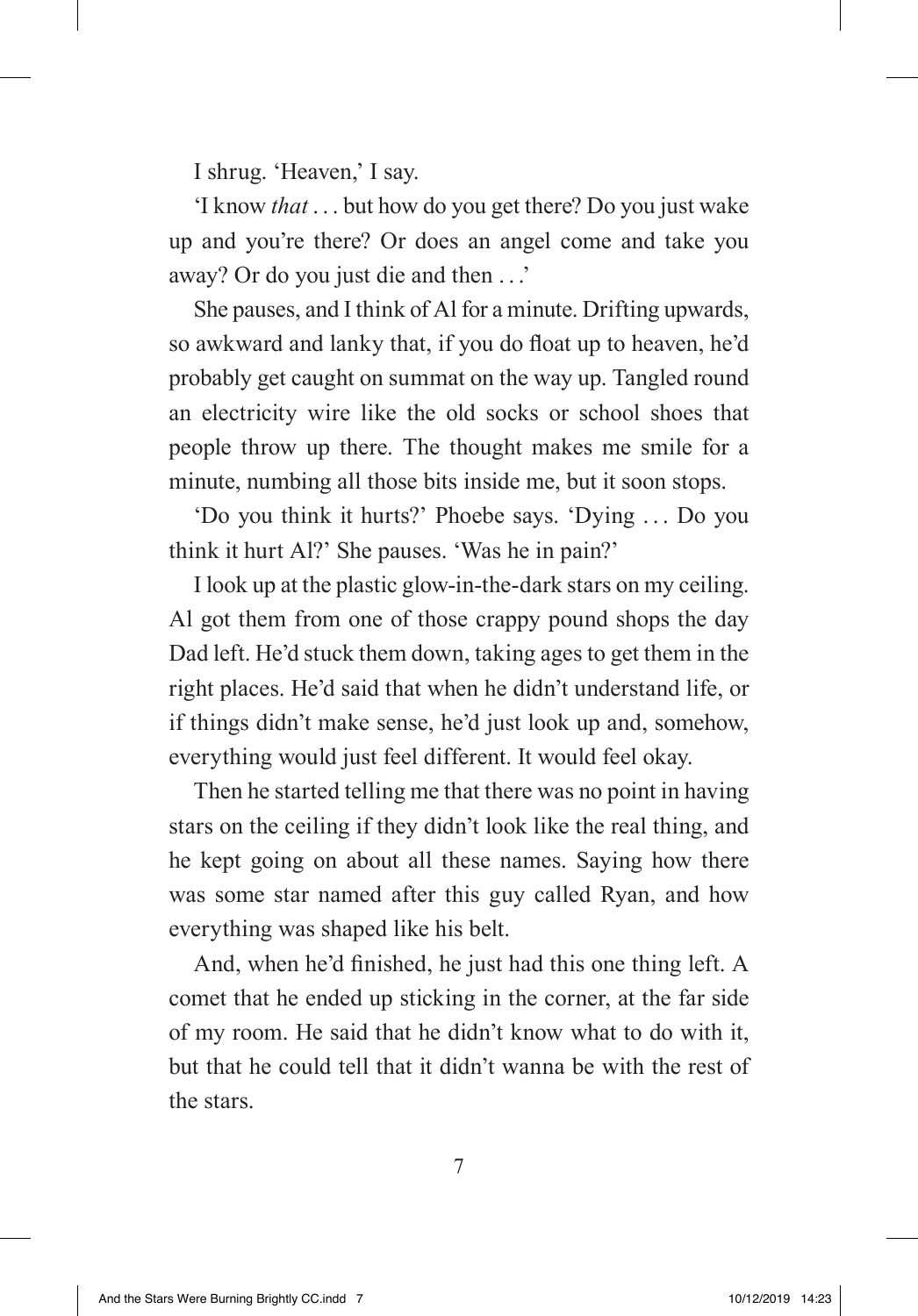I shrug. 'Heaven,' I say.

'I know *that* . . . but how do you get there? Do you just wake up and you're there? Or does an angel come and take you away? Or do you just die and then . . .'

She pauses, and I think of Al for a minute. Drifting upwards, so awkward and lanky that, if you do float up to heaven, he'd probably get caught on summat on the way up. Tangled round an electricity wire like the old socks or school shoes that people throw up there. The thought makes me smile for a minute, numbing all those bits inside me, but it soon stops.

'Do you think it hurts?' Phoebe says. 'Dying . . . Do you think it hurt Al?' She pauses. 'Was he in pain?'

I look up at the plastic glow-in-the-dark stars on my ceiling. Al got them from one of those crappy pound shops the day Dad left. He'd stuck them down, taking ages to get them in the right places. He'd said that when he didn't understand life, or if things didn't make sense, he'd just look up and, somehow, everything would just feel different. It would feel okay.

Then he started telling me that there was no point in having stars on the ceiling if they didn't look like the real thing, and he kept going on about all these names. Saying how there was some star named after this guy called Ryan, and how everything was shaped like his belt.

And, when he'd finished, he just had this one thing left. A comet that he ended up sticking in the corner, at the far side of my room. He said that he didn't know what to do with it, but that he could tell that it didn't wanna be with the rest of the stars.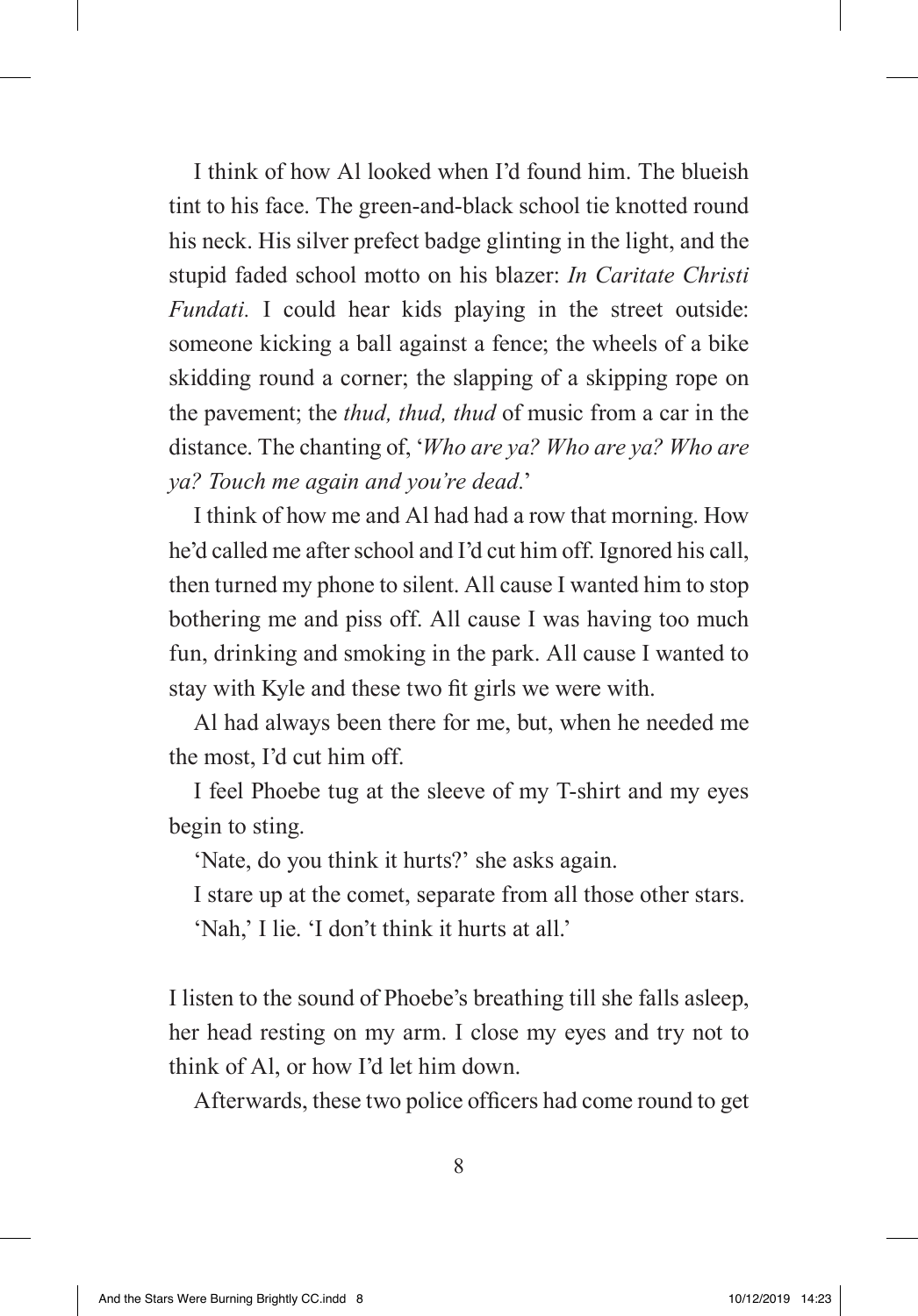I think of how Al looked when I'd found him. The blueish tint to his face. The green-and-black school tie knotted round his neck. His silver prefect badge glinting in the light, and the stupid faded school motto on his blazer: *In Caritate Christi Fundati.* I could hear kids playing in the street outside: someone kicking a ball against a fence; the wheels of a bike skidding round a corner; the slapping of a skipping rope on the pavement; the *thud, thud, thud* of music from a car in the distance. The chanting of, '*Who are ya? Who are ya? Who are ya? Touch me again and you're dead.*'

I think of how me and Al had had a row that morning. How he'd called me after school and I'd cut him off. Ignored his call, then turned my phone to silent. All cause I wanted him to stop bothering me and piss off. All cause I was having too much fun, drinking and smoking in the park. All cause I wanted to stay with Kyle and these two fit girls we were with.

Al had always been there for me, but, when he needed me the most, I'd cut him off.

I feel Phoebe tug at the sleeve of my T-shirt and my eyes begin to sting.

'Nate, do you think it hurts?' she asks again.

I stare up at the comet, separate from all those other stars.

'Nah,' I lie. 'I don't think it hurts at all.'

I listen to the sound of Phoebe's breathing till she falls asleep, her head resting on my arm. I close my eyes and try not to think of Al, or how I'd let him down.

Afterwards, these two police officers had come round to get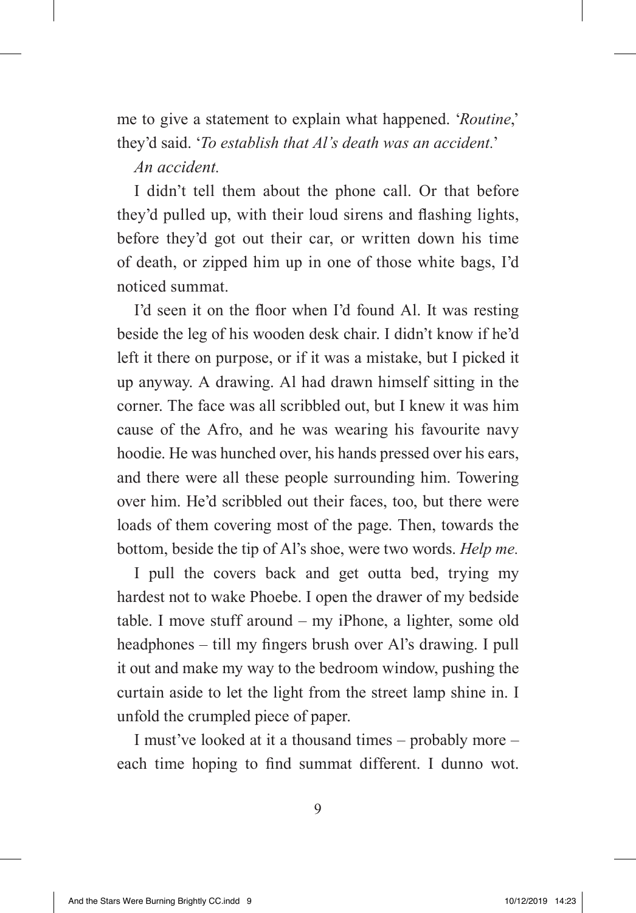me to give a statement to explain what happened. '*Routine*,' they'd said. '*To establish that Al's death was an accident.*'

*An accident.*

I didn't tell them about the phone call. Or that before they'd pulled up, with their loud sirens and flashing lights, before they'd got out their car, or written down his time of death, or zipped him up in one of those white bags, I'd noticed summat.

I'd seen it on the floor when I'd found Al. It was resting beside the leg of his wooden desk chair. I didn't know if he'd left it there on purpose, or if it was a mistake, but I picked it up anyway. A drawing. Al had drawn himself sitting in the corner. The face was all scribbled out, but I knew it was him cause of the Afro, and he was wearing his favourite navy hoodie. He was hunched over, his hands pressed over his ears, and there were all these people surrounding him. Towering over him. He'd scribbled out their faces, too, but there were loads of them covering most of the page. Then, towards the bottom, beside the tip of Al's shoe, were two words. *Help me.*

I pull the covers back and get outta bed, trying my hardest not to wake Phoebe. I open the drawer of my bedside table. I move stuff around – my iPhone, a lighter, some old headphones – till my fingers brush over Al's drawing. I pull it out and make my way to the bedroom window, pushing the curtain aside to let the light from the street lamp shine in. I unfold the crumpled piece of paper.

I must've looked at it a thousand times – probably more – each time hoping to find summat different. I dunno wot.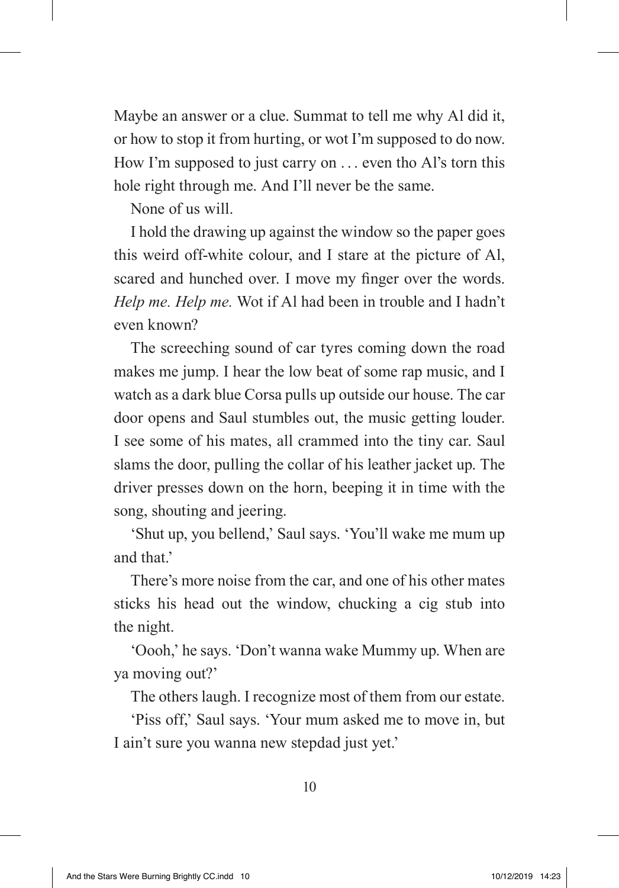Maybe an answer or a clue. Summat to tell me why Al did it, or how to stop it from hurting, or wot I'm supposed to do now. How I'm supposed to just carry on . . . even tho Al's torn this hole right through me. And I'll never be the same.

None of us will.

I hold the drawing up against the window so the paper goes this weird off-white colour, and I stare at the picture of Al, scared and hunched over. I move my finger over the words. *Help me. Help me.* Wot if Al had been in trouble and I hadn't even known?

The screeching sound of car tyres coming down the road makes me jump. I hear the low beat of some rap music, and I watch as a dark blue Corsa pulls up outside our house. The car door opens and Saul stumbles out, the music getting louder. I see some of his mates, all crammed into the tiny car. Saul slams the door, pulling the collar of his leather jacket up. The driver presses down on the horn, beeping it in time with the song, shouting and jeering.

'Shut up, you bellend,' Saul says. 'You'll wake me mum up and that.'

There's more noise from the car, and one of his other mates sticks his head out the window, chucking a cig stub into the night.

'Oooh,' he says. 'Don't wanna wake Mummy up. When are ya moving out?'

The others laugh. I recognize most of them from our estate.

'Piss off,' Saul says. 'Your mum asked me to move in, but I ain't sure you wanna new stepdad just yet.'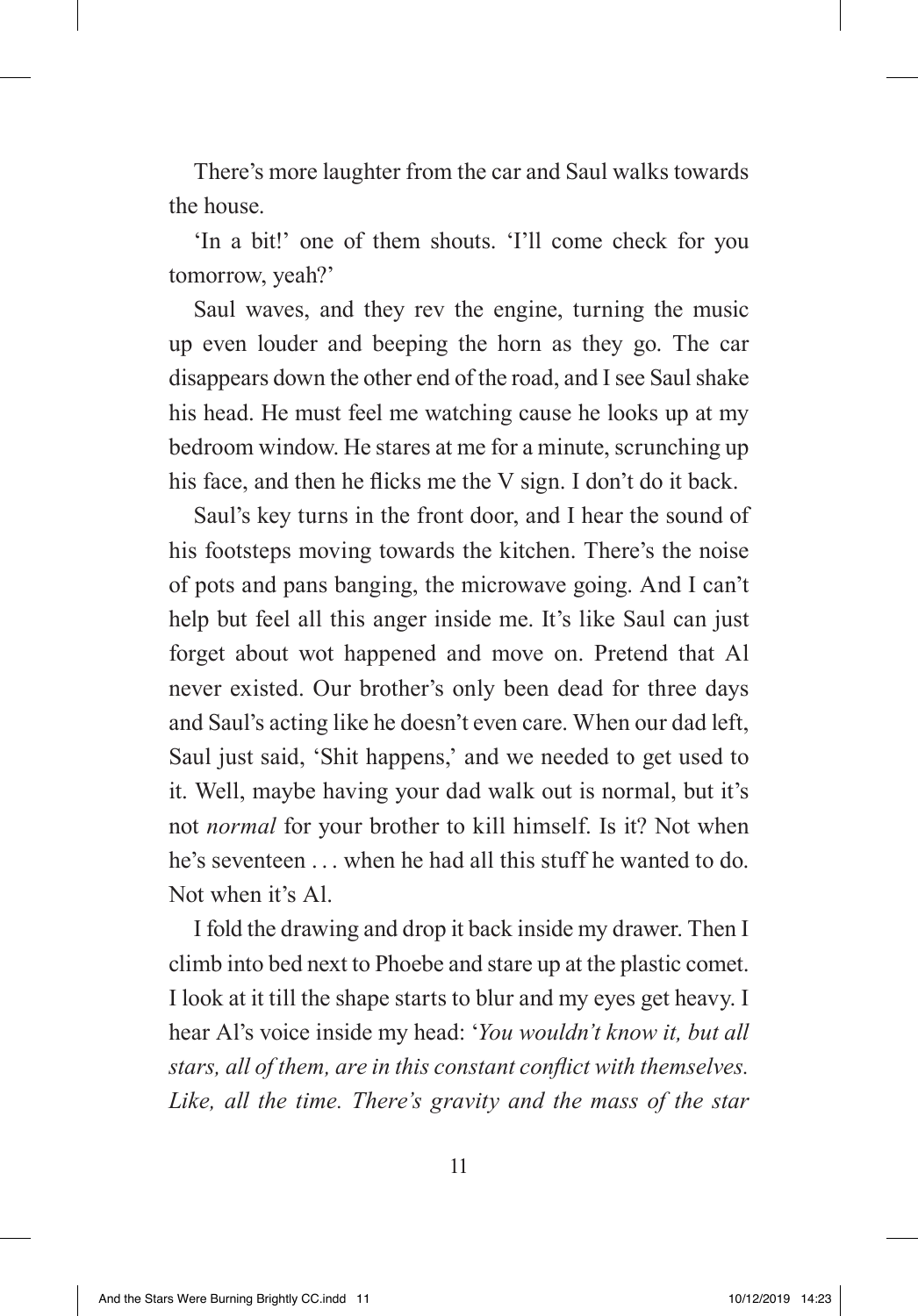There's more laughter from the car and Saul walks towards the house.

'In a bit!' one of them shouts. 'I'll come check for you tomorrow, yeah?'

Saul waves, and they rev the engine, turning the music up even louder and beeping the horn as they go. The car disappears down the other end of the road, and I see Saul shake his head. He must feel me watching cause he looks up at my bedroom window. He stares at me for a minute, scrunching up his face, and then he flicks me the V sign. I don't do it back.

Saul's key turns in the front door, and I hear the sound of his footsteps moving towards the kitchen. There's the noise of pots and pans banging, the microwave going. And I can't help but feel all this anger inside me. It's like Saul can just forget about wot happened and move on. Pretend that Al never existed. Our brother's only been dead for three days and Saul's acting like he doesn't even care. When our dad left, Saul just said, 'Shit happens,' and we needed to get used to it. Well, maybe having your dad walk out is normal, but it's not *normal* for your brother to kill himself. Is it? Not when he's seventeen . . . when he had all this stuff he wanted to do. Not when it's Al.

I fold the drawing and drop it back inside my drawer. Then I climb into bed next to Phoebe and stare up at the plastic comet. I look at it till the shape starts to blur and my eyes get heavy. I hear Al's voice inside my head: '*You wouldn't know it, but all stars, all of them, are in this constant conflict with themselves. Like, all the time. There's gravity and the mass of the star*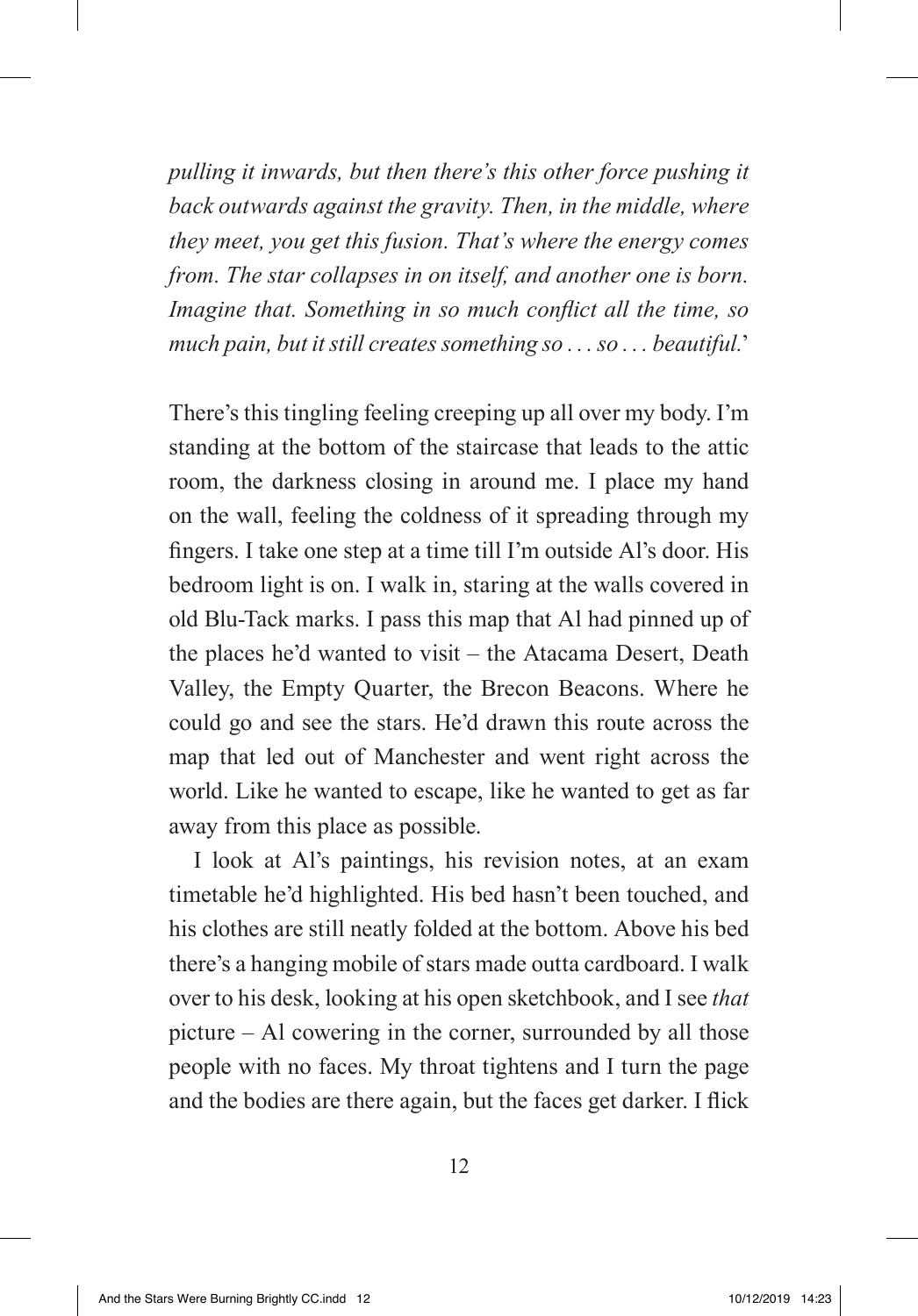*pulling it inwards, but then there's this other force pushing it back outwards against the gravity. Then, in the middle, where they meet, you get this fusion. That's where the energy comes from. The star collapses in on itself, and another one is born. Imagine that. Something in so much conflict all the time, so much pain, but it still creates something so . . . so . . . beautiful.*'

There's this tingling feeling creeping up all over my body. I'm standing at the bottom of the staircase that leads to the attic room, the darkness closing in around me. I place my hand on the wall, feeling the coldness of it spreading through my fingers. I take one step at a time till I'm outside Al's door. His bedroom light is on. I walk in, staring at the walls covered in old Blu-Tack marks. I pass this map that Al had pinned up of the places he'd wanted to visit – the Atacama Desert, Death Valley, the Empty Quarter, the Brecon Beacons. Where he could go and see the stars. He'd drawn this route across the map that led out of Manchester and went right across the world. Like he wanted to escape, like he wanted to get as far away from this place as possible.

I look at Al's paintings, his revision notes, at an exam timetable he'd highlighted. His bed hasn't been touched, and his clothes are still neatly folded at the bottom. Above his bed there's a hanging mobile of stars made outta cardboard. I walk over to his desk, looking at his open sketchbook, and I see *that* picture – Al cowering in the corner, surrounded by all those people with no faces. My throat tightens and I turn the page and the bodies are there again, but the faces get darker. I flick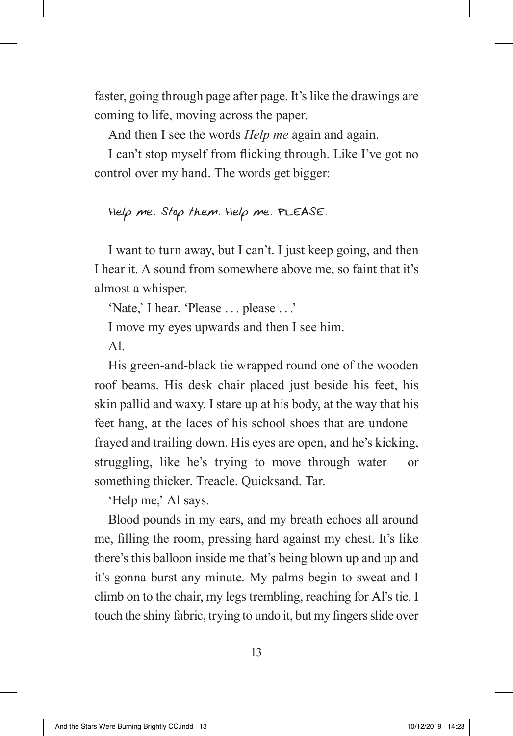faster, going through page after page. It's like the drawings are coming to life, moving across the paper.

And then I see the words *Help me* again and again.

I can't stop myself from flicking through. Like I've got no control over my hand. The words get bigger:

Help me. Stop them. Help me. PLEASE.

I want to turn away, but I can't. I just keep going, and then I hear it. A sound from somewhere above me, so faint that it's almost a whisper.

'Nate,' I hear. 'Please . . . please . . .'

I move my eyes upwards and then I see him.

Al.

His green-and-black tie wrapped round one of the wooden roof beams. His desk chair placed just beside his feet, his skin pallid and waxy. I stare up at his body, at the way that his feet hang, at the laces of his school shoes that are undone – frayed and trailing down. His eyes are open, and he's kicking, struggling, like he's trying to move through water – or something thicker. Treacle. Quicksand. Tar.

'Help me,' Al says.

Blood pounds in my ears, and my breath echoes all around me, filling the room, pressing hard against my chest. It's like there's this balloon inside me that's being blown up and up and it's gonna burst any minute. My palms begin to sweat and I climb on to the chair, my legs trembling, reaching for Al's tie. I touch the shiny fabric, trying to undo it, but my fingers slide over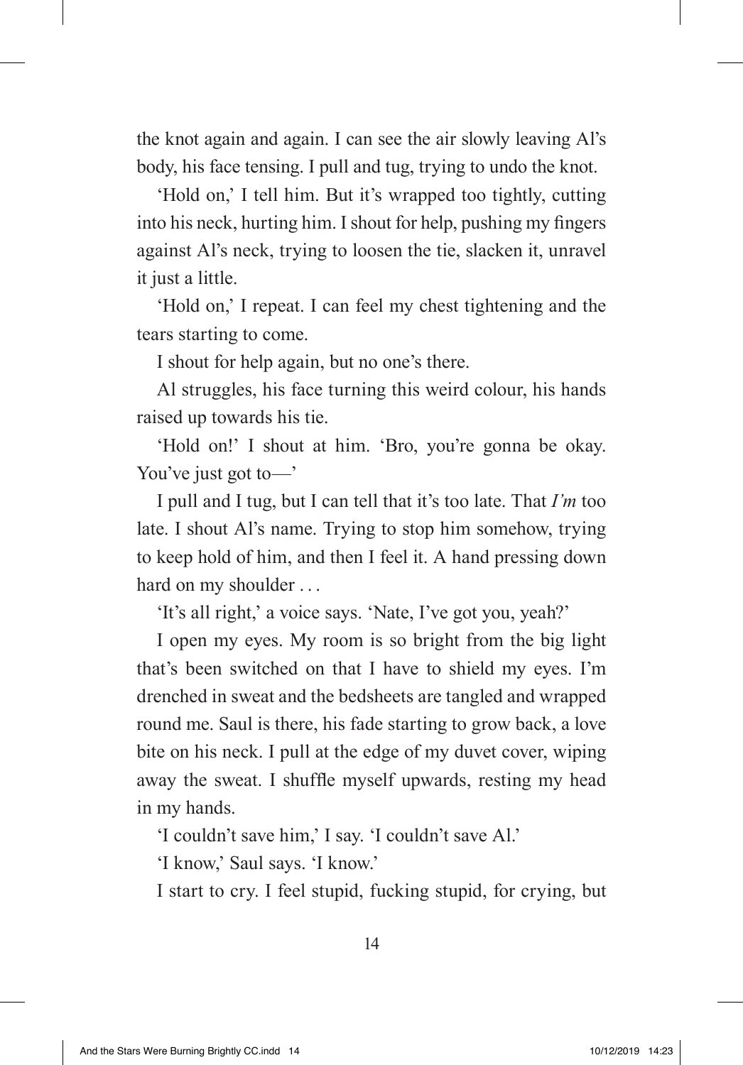the knot again and again. I can see the air slowly leaving Al's body, his face tensing. I pull and tug, trying to undo the knot.

'Hold on,' I tell him. But it's wrapped too tightly, cutting into his neck, hurting him. I shout for help, pushing my fingers against Al's neck, trying to loosen the tie, slacken it, unravel it just a little.

'Hold on,' I repeat. I can feel my chest tightening and the tears starting to come.

I shout for help again, but no one's there.

Al struggles, his face turning this weird colour, his hands raised up towards his tie.

'Hold on!' I shout at him. 'Bro, you're gonna be okay. You've just got to—'

I pull and I tug, but I can tell that it's too late. That *I'm* too late. I shout Al's name. Trying to stop him somehow, trying to keep hold of him, and then I feel it. A hand pressing down hard on my shoulder . . .

'It's all right,' a voice says. 'Nate, I've got you, yeah?'

I open my eyes. My room is so bright from the big light that's been switched on that I have to shield my eyes. I'm drenched in sweat and the bedsheets are tangled and wrapped round me. Saul is there, his fade starting to grow back, a love bite on his neck. I pull at the edge of my duvet cover, wiping away the sweat. I shuffle myself upwards, resting my head in my hands.

'I couldn't save him,' I say. 'I couldn't save Al.'

'I know,' Saul says. 'I know.'

I start to cry. I feel stupid, fucking stupid, for crying, but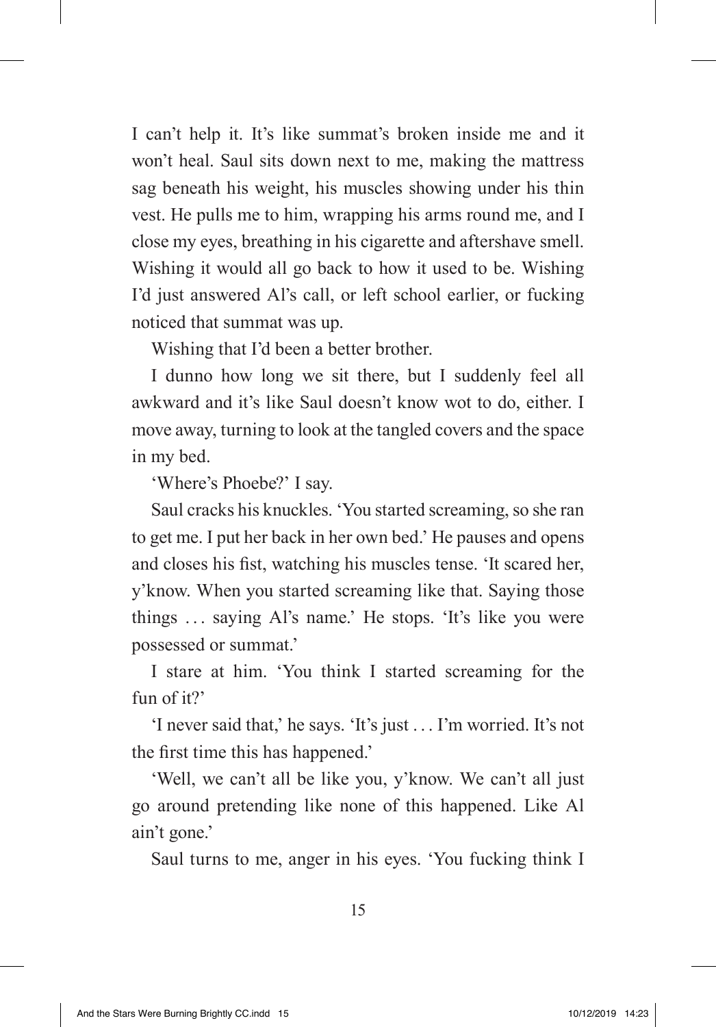I can't help it. It's like summat's broken inside me and it won't heal. Saul sits down next to me, making the mattress sag beneath his weight, his muscles showing under his thin vest. He pulls me to him, wrapping his arms round me, and I close my eyes, breathing in his cigarette and aftershave smell. Wishing it would all go back to how it used to be. Wishing I'd just answered Al's call, or left school earlier, or fucking noticed that summat was up.

Wishing that I'd been a better brother.

I dunno how long we sit there, but I suddenly feel all awkward and it's like Saul doesn't know wot to do, either. I move away, turning to look at the tangled covers and the space in my bed.

'Where's Phoebe?' I say.

Saul cracks his knuckles. 'You started screaming, so she ran to get me. I put her back in her own bed.' He pauses and opens and closes his fist, watching his muscles tense. 'It scared her, y'know. When you started screaming like that. Saying those things . . . saying Al's name.' He stops. 'It's like you were possessed or summat.'

I stare at him. 'You think I started screaming for the fun of it?'

'I never said that,' he says. 'It's just . . . I'm worried. It's not the first time this has happened.'

'Well, we can't all be like you, y'know. We can't all just go around pretending like none of this happened. Like Al ain't gone.'

Saul turns to me, anger in his eyes. 'You fucking think I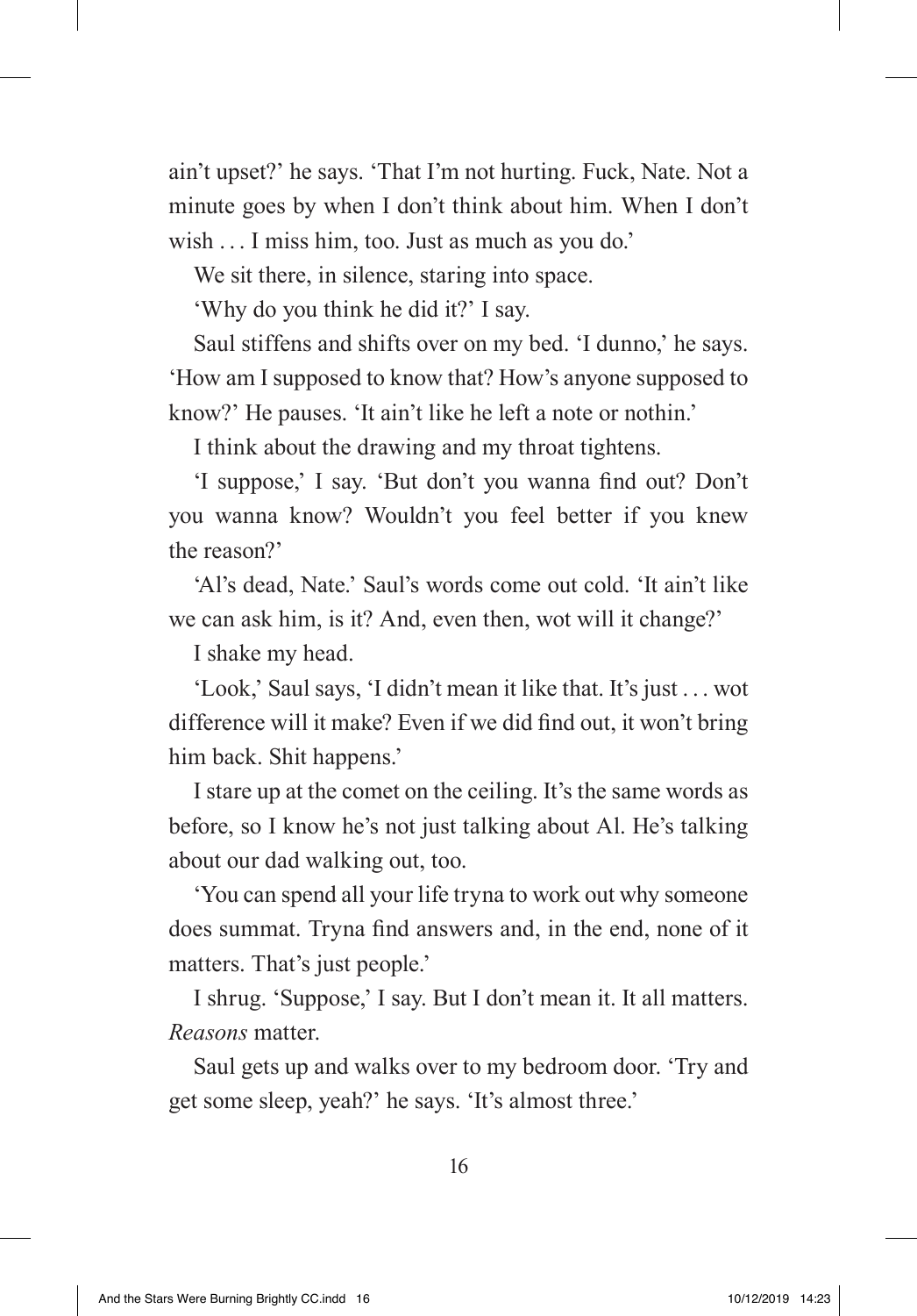ain't upset?' he says. 'That I'm not hurting. Fuck, Nate. Not a minute goes by when I don't think about him. When I don't wish . . . I miss him, too. Just as much as you do.'

We sit there, in silence, staring into space.

'Why do you think he did it?' I say.

Saul stiffens and shifts over on my bed. 'I dunno,' he says. 'How am I supposed to know that? How's anyone supposed to know?' He pauses. 'It ain't like he left a note or nothin.'

I think about the drawing and my throat tightens.

'I suppose,' I say. 'But don't you wanna find out? Don't you wanna know? Wouldn't you feel better if you knew the reason?'

'Al's dead, Nate.' Saul's words come out cold. 'It ain't like we can ask him, is it? And, even then, wot will it change?'

I shake my head.

'Look,' Saul says, 'I didn't mean it like that. It's just . . . wot difference will it make? Even if we did find out, it won't bring him back. Shit happens.'

I stare up at the comet on the ceiling. It's the same words as before, so I know he's not just talking about Al. He's talking about our dad walking out, too.

'You can spend all your life tryna to work out why someone does summat. Tryna find answers and, in the end, none of it matters. That's just people.'

I shrug. 'Suppose,' I say. But I don't mean it. It all matters. *Reasons* matter.

Saul gets up and walks over to my bedroom door. 'Try and get some sleep, yeah?' he says. 'It's almost three.'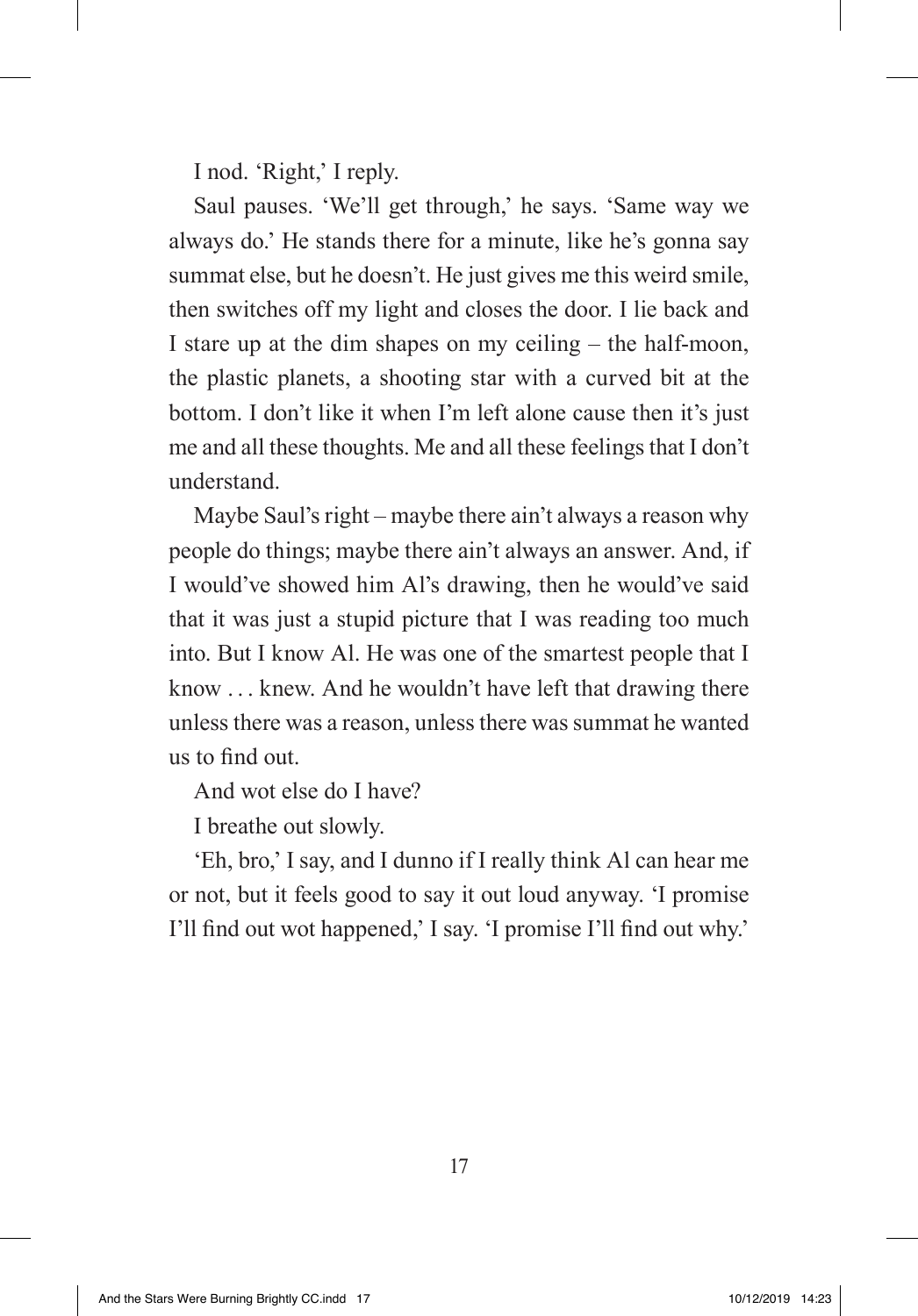I nod. 'Right,' I reply.

Saul pauses. 'We'll get through,' he says. 'Same way we always do.' He stands there for a minute, like he's gonna say summat else, but he doesn't. He just gives me this weird smile, then switches off my light and closes the door. I lie back and I stare up at the dim shapes on my ceiling – the half-moon, the plastic planets, a shooting star with a curved bit at the bottom. I don't like it when I'm left alone cause then it's just me and all these thoughts. Me and all these feelings that I don't understand.

Maybe Saul's right – maybe there ain't always a reason why people do things; maybe there ain't always an answer. And, if I would've showed him Al's drawing, then he would've said that it was just a stupid picture that I was reading too much into. But I know Al. He was one of the smartest people that I know . . . knew. And he wouldn't have left that drawing there unless there was a reason, unless there was summat he wanted us to find out.

And wot else do I have?

I breathe out slowly.

'Eh, bro,' I say, and I dunno if I really think Al can hear me or not, but it feels good to say it out loud anyway. 'I promise I'll find out wot happened,' I say. 'I promise I'll find out why.'